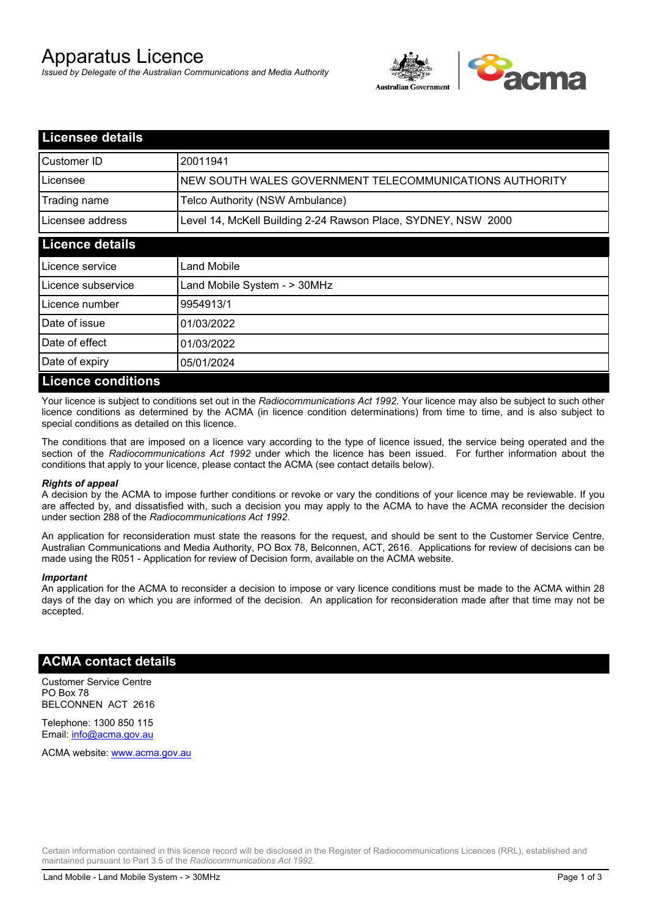# Apparatus Licence

*Issued by Delegate of the Australian Communications and Media Authority*

## Licensee details

| | |
|---|---|
| Customer ID | 20011941 |
| Licensee | NEW SOUTH WALES GOVERNMENT TELECOMMUNICATIONS AUTHORITY |
| Trading name | Telco Authority (NSW Ambulance) |
| Licensee address | Level 14, McKell Building 2-24 Rawson Place, SYDNEY, NSW 2000 |

## Licence details

| | |
|---|---|
| Licence service | Land Mobile |
| Licence subservice | Land Mobile System - > 30MHz |
| Licence number | 9954913/1 |
| Date of issue | 01/03/2022 |
| Date of effect | 01/03/2022 |
| Date of expiry | 05/01/2024 |

## Licence conditions

Your licence is subject to conditions set out in the *Radiocommunications Act 1992*. Your licence may also be subject to such other licence conditions as determined by the ACMA (in licence condition determinations) from time to time, and is also subject to special conditions as detailed on this licence.

The conditions that are imposed on a licence vary according to the type of licence issued, the service being operated and the section of the *Radiocommunications Act 1992* under which the licence has been issued. For further information about the conditions that apply to your licence, please contact the ACMA (see contact details below).

***Rights of appeal***

A decision by the ACMA to impose further conditions or revoke or vary the conditions of your licence may be reviewable. If you are affected by, and dissatisfied with, such a decision you may apply to the ACMA to have the ACMA reconsider the decision under section 288 of the *Radiocommunications Act 1992*.

An application for reconsideration must state the reasons for the request, and should be sent to the Customer Service Centre, Australian Communications and Media Authority, PO Box 78, Belconnen, ACT, 2616. Applications for review of decisions can be made using the R051 - Application for review of Decision form, available on the ACMA website.

***Important***

An application for the ACMA to reconsider a decision to impose or vary licence conditions must be made to the ACMA within 28 days of the day on which you are informed of the decision. An application for reconsideration made after that time may not be accepted.

## ACMA contact details

Customer Service Centre
PO Box 78
BELCONNEN ACT 2616

Telephone: 1300 850 115
Email: info@acma.gov.au

ACMA website: www.acma.gov.au

Certain information contained in this licence record will be disclosed in the Register of Radiocommunications Licences (RRL), established and maintained pursuant to Part 3.5 of the *Radiocommunications Act 1992.*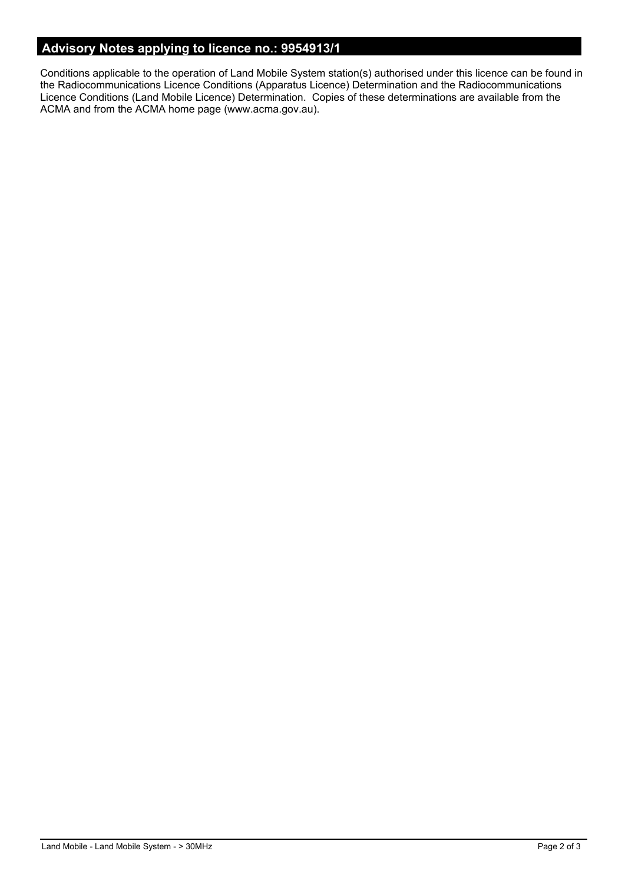## Advisory Notes applying to licence no.: 9954913/1

Conditions applicable to the operation of Land Mobile System station(s) authorised under this licence can be found in the Radiocommunications Licence Conditions (Apparatus Licence) Determination and the Radiocommunications Licence Conditions (Land Mobile Licence) Determination. Copies of these determinations are available from the ACMA and from the ACMA home page (www.acma.gov.au).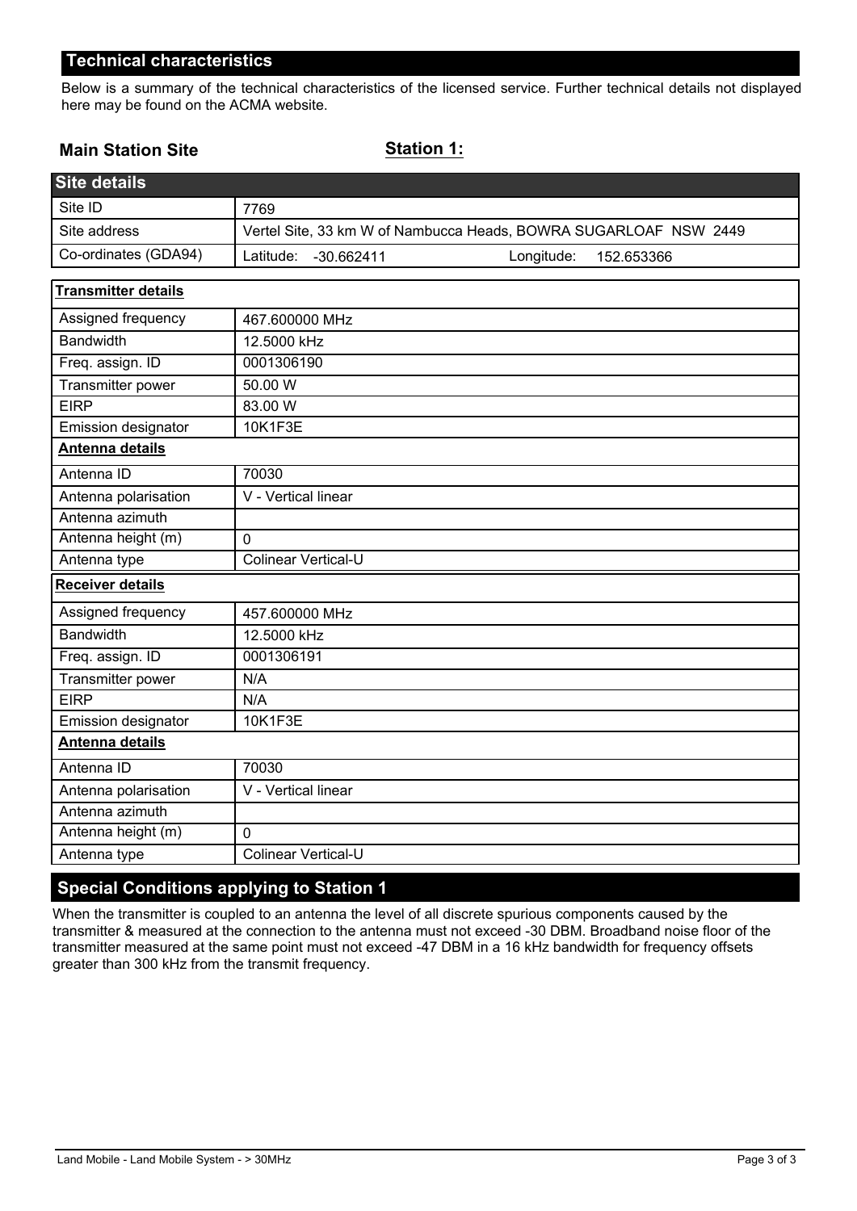## Technical characteristics

Below is a summary of the technical characteristics of the licensed service. Further technical details not displayed here may be found on the ACMA website.

**Main Station Site** **Station 1:**

| Site details | |
|---|---|
| Site ID | 7769 |
| Site address | Vertel Site, 33 km W of Nambucca Heads, BOWRA SUGARLOAF NSW 2449 |
| Co-ordinates (GDA94) | Latitude: -30.662411 Longitude: 152.653366 |

| Transmitter details | |
|---|---|
| Assigned frequency | 467.600000 MHz |
| Bandwidth | 12.5000 kHz |
| Freq. assign. ID | 0001306190 |
| Transmitter power | 50.00 W |
| EIRP | 83.00 W |
| Emission designator | 10K1F3E |
| **Antenna details** | |
| Antenna ID | 70030 |
| Antenna polarisation | V - Vertical linear |
| Antenna azimuth | |
| Antenna height (m) | 0 |
| Antenna type | Colinear Vertical-U |

| Receiver details | |
|---|---|
| Assigned frequency | 457.600000 MHz |
| Bandwidth | 12.5000 kHz |
| Freq. assign. ID | 0001306191 |
| Transmitter power | N/A |
| EIRP | N/A |
| Emission designator | 10K1F3E |
| **Antenna details** | |
| Antenna ID | 70030 |
| Antenna polarisation | V - Vertical linear |
| Antenna azimuth | |
| Antenna height (m) | 0 |
| Antenna type | Colinear Vertical-U |

## Special Conditions applying to Station 1

When the transmitter is coupled to an antenna the level of all discrete spurious components caused by the transmitter & measured at the connection to the antenna must not exceed -30 DBM. Broadband noise floor of the transmitter measured at the same point must not exceed -47 DBM in a 16 kHz bandwidth for frequency offsets greater than 300 kHz from the transmit frequency.